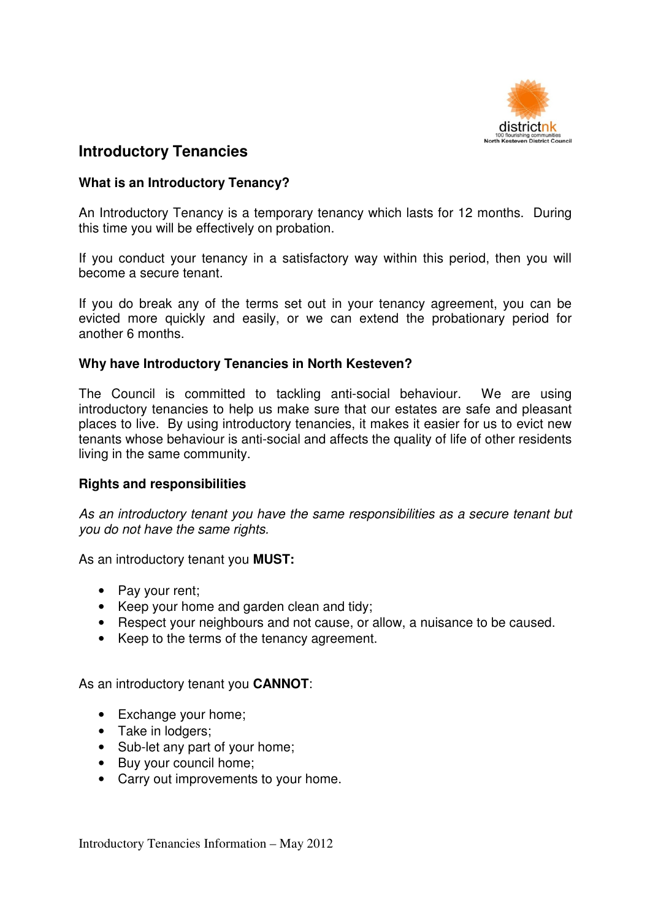# Introductory Tenancies

## What is an Introductory Tenancy?

An Introductory Tenancy is a temporary tenancy which lasts for 12 months. During this time you will be effectively on probation.

If you conduct your tenancy in a satisfactory way within this period, then you will become a secure tenant.

If you do break any of the terms set out in your tenancy agreement, you can be evicted more quickly and easily, or we can extend the probationary period for another 6 months.

## Why have Introductory Tenancies in North Kesteven?

The Council is committed to tackling anti-social behaviour. We are using introductory tenancies to help us make sure that our estates are safe and pleasant places to live. By using introductory tenancies, it makes it easier for us to evict new tenants whose behaviour is anti-social and affects the quality of life of other residents living in the same community.

## Rights and responsibilities

*As an introductory tenant you have the same responsibilities as a secure tenant but you do not have the same rights.*

As an introductory tenant you **MUST:**

- Pay your rent;
- Keep your home and garden clean and tidy;
- Respect your neighbours and not cause, or allow, a nuisance to be caused.
- Keep to the terms of the tenancy agreement.

As an introductory tenant you **CANNOT**:

- Exchange your home;
- Take in lodgers;
- Sub-let any part of your home;
- Buy your council home;
- Carry out improvements to your home.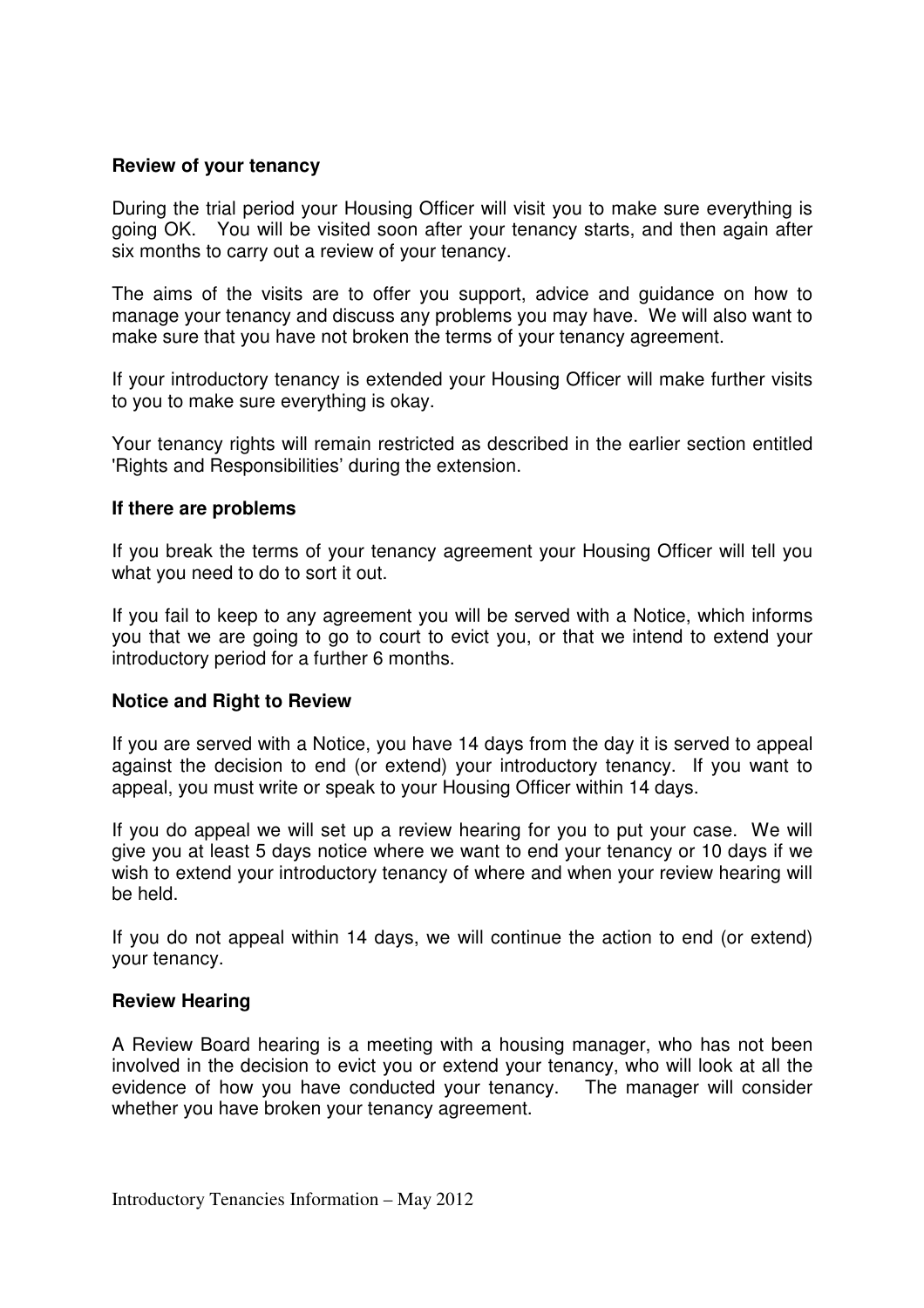**Review of your tenancy**

During the trial period your Housing Officer will visit you to make sure everything is going OK. You will be visited soon after your tenancy starts, and then again after six months to carry out a review of your tenancy.

The aims of the visits are to offer you support, advice and guidance on how to manage your tenancy and discuss any problems you may have. We will also want to make sure that you have not broken the terms of your tenancy agreement.

If your introductory tenancy is extended your Housing Officer will make further visits to you to make sure everything is okay.

Your tenancy rights will remain restricted as described in the earlier section entitled 'Rights and Responsibilities' during the extension.

**If there are problems**

If you break the terms of your tenancy agreement your Housing Officer will tell you what you need to do to sort it out.

If you fail to keep to any agreement you will be served with a Notice, which informs you that we are going to go to court to evict you, or that we intend to extend your introductory period for a further 6 months.

**Notice and Right to Review**

If you are served with a Notice, you have 14 days from the day it is served to appeal against the decision to end (or extend) your introductory tenancy. If you want to appeal, you must write or speak to your Housing Officer within 14 days.

If you do appeal we will set up a review hearing for you to put your case. We will give you at least 5 days notice where we want to end your tenancy or 10 days if we wish to extend your introductory tenancy of where and when your review hearing will be held.

If you do not appeal within 14 days, we will continue the action to end (or extend) your tenancy.

**Review Hearing**

A Review Board hearing is a meeting with a housing manager, who has not been involved in the decision to evict you or extend your tenancy, who will look at all the evidence of how you have conducted your tenancy. The manager will consider whether you have broken your tenancy agreement.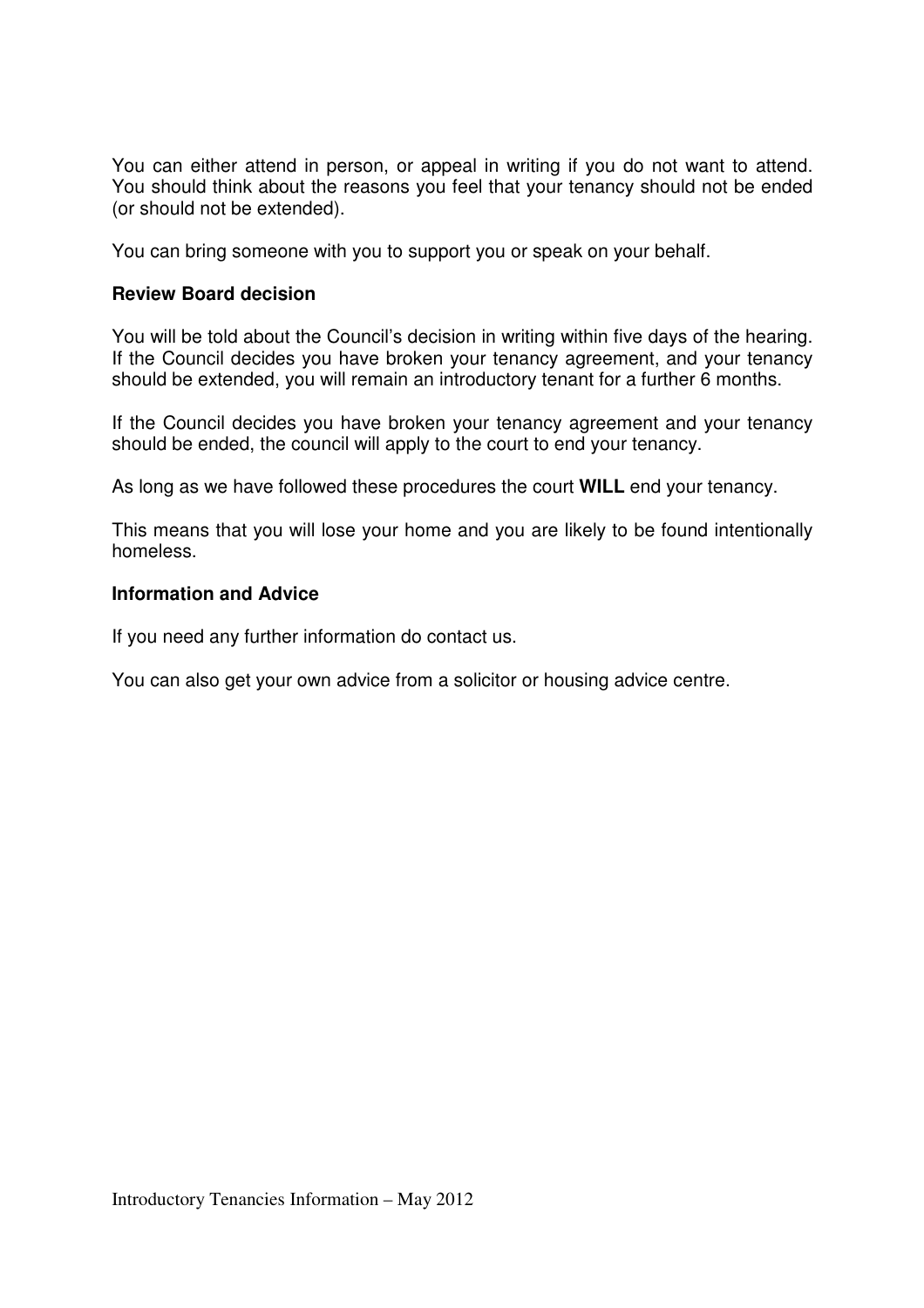You can either attend in person, or appeal in writing if you do not want to attend. You should think about the reasons you feel that your tenancy should not be ended (or should not be extended).

You can bring someone with you to support you or speak on your behalf.

**Review Board decision**

You will be told about the Council's decision in writing within five days of the hearing. If the Council decides you have broken your tenancy agreement, and your tenancy should be extended, you will remain an introductory tenant for a further 6 months.

If the Council decides you have broken your tenancy agreement and your tenancy should be ended, the council will apply to the court to end your tenancy.

As long as we have followed these procedures the court **WILL** end your tenancy.

This means that you will lose your home and you are likely to be found intentionally homeless.

**Information and Advice**

If you need any further information do contact us.

You can also get your own advice from a solicitor or housing advice centre.